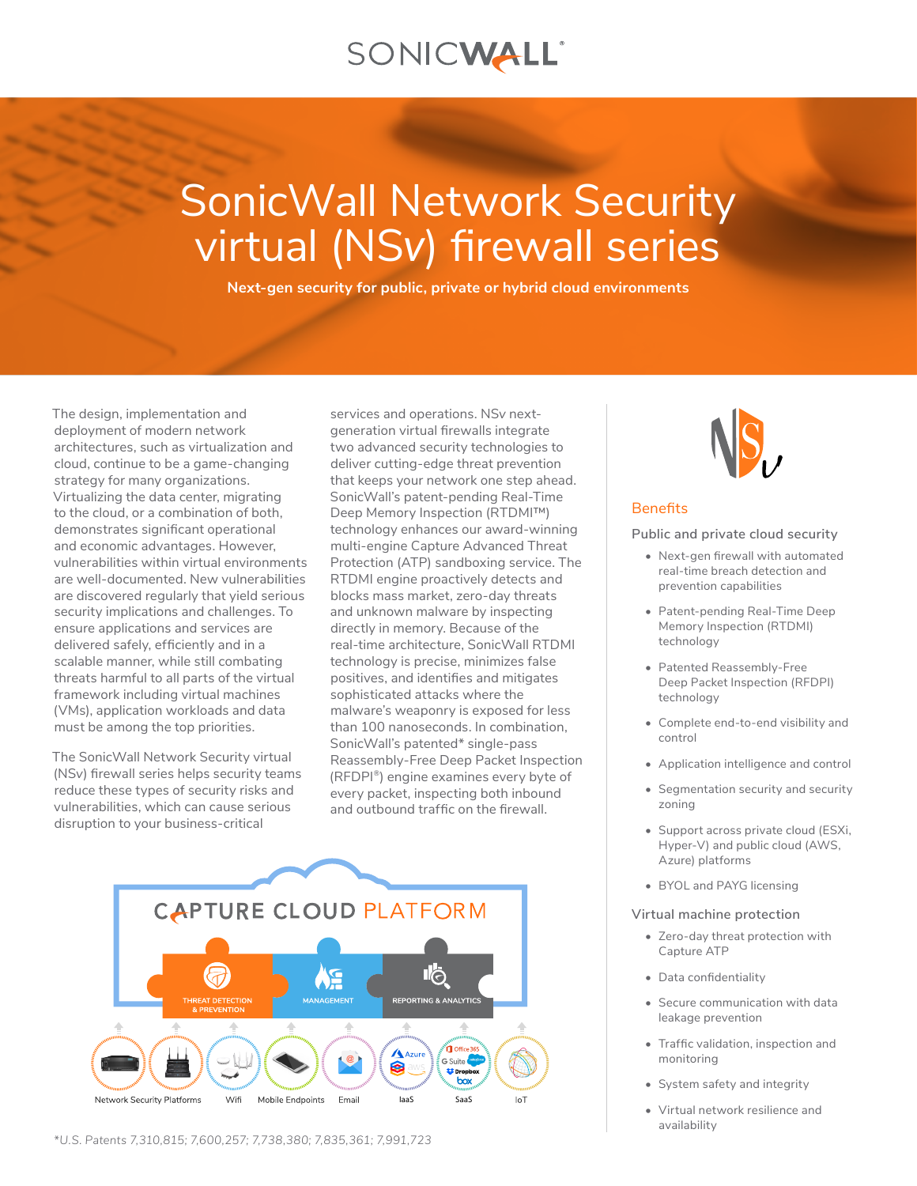# SonicWall Network Security virtual (NSv) firewall series

**Next-gen security for public, private or hybrid cloud environments**

The design, implementation and deployment of modern network architectures, such as virtualization and cloud, continue to be a game-changing strategy for many organizations. Virtualizing the data center, migrating to the cloud, or a combination of both, demonstrates significant operational and economic advantages. However, vulnerabilities within virtual environments are well-documented. New vulnerabilities are discovered regularly that yield serious security implications and challenges. To ensure applications and services are delivered safely, efficiently and in a scalable manner, while still combating threats harmful to all parts of the virtual framework including virtual machines (VMs), application workloads and data must be among the top priorities.

The SonicWall Network Security virtual (NSv) firewall series helps security teams reduce these types of security risks and vulnerabilities, which can cause serious disruption to your business-critical services and operations. NSv next-generation virtual firewalls integrate two advanced security technologies to deliver cutting-edge threat prevention that keeps your network one step ahead. SonicWall's patent-pending Real-Time Deep Memory Inspection (RTDMI™) technology enhances our award-winning multi-engine Capture Advanced Threat Protection (ATP) sandboxing service. The RTDMI engine proactively detects and blocks mass market, zero-day threats and unknown malware by inspecting directly in memory. Because of the real-time architecture, SonicWall RTDMI technology is precise, minimizes false positives, and identifies and mitigates sophisticated attacks where the malware's weaponry is exposed for less than 100 nanoseconds. In combination, SonicWall's patented* single-pass Reassembly-Free Deep Packet Inspection (RFDPI®) engine examines every byte of every packet, inspecting both inbound and outbound traffic on the firewall.

CAPTURE CLOUD PLATFORM

THREAT DETECTION & PREVENTION | MANAGEMENT | REPORTING & ANALYTICS

Network Security Platforms | Wifi | Mobile Endpoints | Email | IaaS | SaaS | IoT

*U.S. Patents 7,310,815; 7,600,257; 7,738,380; 7,835,361; 7,991,723

## Benefits

### Public and private cloud security

- Next-gen firewall with automated real-time breach detection and prevention capabilities
- Patent-pending Real-Time Deep Memory Inspection (RTDMI) technology
- Patented Reassembly-Free Deep Packet Inspection (RFDPI) technology
- Complete end-to-end visibility and control
- Application intelligence and control
- Segmentation security and security zoning
- Support across private cloud (ESXi, Hyper-V) and public cloud (AWS, Azure) platforms
- BYOL and PAYG licensing

### Virtual machine protection

- Zero-day threat protection with Capture ATP
- Data confidentiality
- Secure communication with data leakage prevention
- Traffic validation, inspection and monitoring
- System safety and integrity
- Virtual network resilience and availability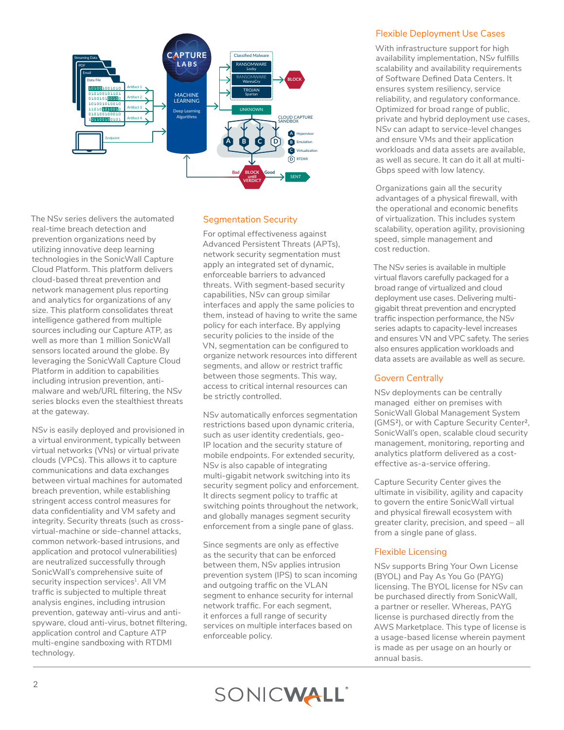The NSv series delivers the automated real-time breach detection and prevention organizations need by utilizing innovative deep learning technologies in the SonicWall Capture Cloud Platform. This platform delivers cloud-based threat prevention and network management plus reporting and analytics for organizations of any size. This platform consolidates threat intelligence gathered from multiple sources including our Capture ATP, as well as more than 1 million SonicWall sensors located around the globe. By leveraging the SonicWall Capture Cloud Platform in addition to capabilities including intrusion prevention, anti-malware and web/URL filtering, the NSv series blocks even the stealthiest threats at the gateway.

NSv is easily deployed and provisioned in a virtual environment, typically between virtual networks (VNs) or virtual private clouds (VPCs). This allows it to capture communications and data exchanges between virtual machines for automated breach prevention, while establishing stringent access control measures for data confidentiality and VM safety and integrity. Security threats (such as cross-virtual-machine or side-channel attacks, common network-based intrusions, and application and protocol vulnerabilities) are neutralized successfully through SonicWall's comprehensive suite of security inspection services[1]. All VM traffic is subjected to multiple threat analysis engines, including intrusion prevention, gateway anti-virus and anti-spyware, cloud anti-virus, botnet filtering, application control and Capture ATP multi-engine sandboxing with RTDMI technology.

## Segmentation Security

For optimal effectiveness against Advanced Persistent Threats (APTs), network security segmentation must apply an integrated set of dynamic, enforceable barriers to advanced threats. With segment-based security capabilities, NSv can group similar interfaces and apply the same policies to them, instead of having to write the same policy for each interface. By applying security policies to the inside of the VN, segmentation can be configured to organize network resources into different segments, and allow or restrict traffic between those segments. This way, access to critical internal resources can be strictly controlled.

NSv automatically enforces segmentation restrictions based upon dynamic criteria, such as user identity credentials, geo-IP location and the security stature of mobile endpoints. For extended security, NSv is also capable of integrating multi-gigabit network switching into its security segment policy and enforcement. It directs segment policy to traffic at switching points throughout the network, and globally manages segment security enforcement from a single pane of glass.

Since segments are only as effective as the security that can be enforced between them, NSv applies intrusion prevention system (IPS) to scan incoming and outgoing traffic on the VLAN segment to enhance security for internal network traffic. For each segment, it enforces a full range of security services on multiple interfaces based on enforceable policy.

## Flexible Deployment Use Cases

With infrastructure support for high availability implementation, NSv fulfills scalability and availability requirements of Software Defined Data Centers. It ensures system resiliency, service reliability, and regulatory conformance. Optimized for broad range of public, private and hybrid deployment use cases, NSv can adapt to service-level changes and ensure VMs and their application workloads and data assets are available, as well as secure. It can do it all at multi-Gbps speed with low latency.

Organizations gain all the security advantages of a physical firewall, with the operational and economic benefits of virtualization. This includes system scalability, operation agility, provisioning speed, simple management and cost reduction.

The NSv series is available in multiple virtual flavors carefully packaged for a broad range of virtualized and cloud deployment use cases. Delivering multi-gigabit threat prevention and encrypted traffic inspection performance, the NSv series adapts to capacity-level increases and ensures VN and VPC safety. The series also ensures application workloads and data assets are available as well as secure.

## Govern Centrally

NSv deployments can be centrally managed either on premises with SonicWall Global Management System (GMS[2]), or with Capture Security Center[2], SonicWall's open, scalable cloud security management, monitoring, reporting and analytics platform delivered as a cost-effective as-a-service offering.

Capture Security Center gives the ultimate in visibility, agility and capacity to govern the entire SonicWall virtual and physical firewall ecosystem with greater clarity, precision, and speed – all from a single pane of glass.

## Flexible Licensing

NSv supports Bring Your Own License (BYOL) and Pay As You Go (PAYG) licensing. The BYOL license for NSv can be purchased directly from SonicWall, a partner or reseller. Whereas, PAYG license is purchased directly from the AWS Marketplace. This type of license is a usage-based license wherein payment is made as per usage on an hourly or annual basis.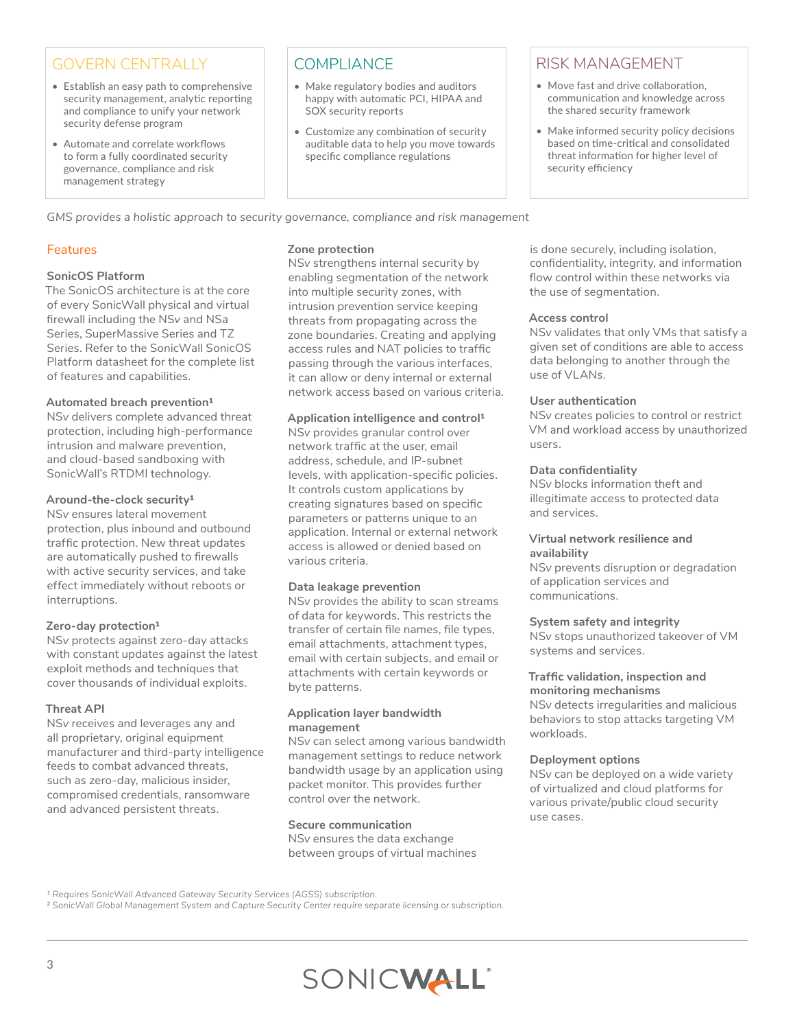## GOVERN CENTRALLY

- Establish an easy path to comprehensive security management, analytic reporting and compliance to unify your network security defense program
- Automate and correlate workflows to form a fully coordinated security governance, compliance and risk management strategy

## COMPLIANCE

- Make regulatory bodies and auditors happy with automatic PCI, HIPAA and SOX security reports
- Customize any combination of security auditable data to help you move towards specific compliance regulations

## RISK MANAGEMENT

- Move fast and drive collaboration, communication and knowledge across the shared security framework
- Make informed security policy decisions based on time-critical and consolidated threat information for higher level of security efficiency

*GMS provides a holistic approach to security governance, compliance and risk management*

## Features

### SonicOS Platform

The SonicOS architecture is at the core of every SonicWall physical and virtual firewall including the NSv and NSa Series, SuperMassive Series and TZ Series. Refer to the SonicWall SonicOS Platform datasheet for the complete list of features and capabilities.

### Automated breach prevention[1]

NSv delivers complete advanced threat protection, including high-performance intrusion and malware prevention, and cloud-based sandboxing with SonicWall's RTDMI technology.

### Around-the-clock security[1]

NSv ensures lateral movement protection, plus inbound and outbound traffic protection. New threat updates are automatically pushed to firewalls with active security services, and take effect immediately without reboots or interruptions.

### Zero-day protection[1]

NSv protects against zero-day attacks with constant updates against the latest exploit methods and techniques that cover thousands of individual exploits.

### Threat API

NSv receives and leverages any and all proprietary, original equipment manufacturer and third-party intelligence feeds to combat advanced threats, such as zero-day, malicious insider, compromised credentials, ransomware and advanced persistent threats.

### Zone protection

NSv strengthens internal security by enabling segmentation of the network into multiple security zones, with intrusion prevention service keeping threats from propagating across the zone boundaries. Creating and applying access rules and NAT policies to traffic passing through the various interfaces, it can allow or deny internal or external network access based on various criteria.

### Application intelligence and control[1]

NSv provides granular control over network traffic at the user, email address, schedule, and IP-subnet levels, with application-specific policies. It controls custom applications by creating signatures based on specific parameters or patterns unique to an application. Internal or external network access is allowed or denied based on various criteria.

### Data leakage prevention

NSv provides the ability to scan streams of data for keywords. This restricts the transfer of certain file names, file types, email attachments, attachment types, email with certain subjects, and email or attachments with certain keywords or byte patterns.

### Application layer bandwidth management

NSv can select among various bandwidth management settings to reduce network bandwidth usage by an application using packet monitor. This provides further control over the network.

### Secure communication

NSv ensures the data exchange between groups of virtual machines is done securely, including isolation, confidentiality, integrity, and information flow control within these networks via the use of segmentation.

### Access control

NSv validates that only VMs that satisfy a given set of conditions are able to access data belonging to another through the use of VLANs.

### User authentication

NSv creates policies to control or restrict VM and workload access by unauthorized users.

### Data confidentiality

NSv blocks information theft and illegitimate access to protected data and services.

### Virtual network resilience and availability

NSv prevents disruption or degradation of application services and communications.

### System safety and integrity

NSv stops unauthorized takeover of VM systems and services.

### Traffic validation, inspection and monitoring mechanisms

NSv detects irregularities and malicious behaviors to stop attacks targeting VM workloads.

### Deployment options

NSv can be deployed on a wide variety of virtualized and cloud platforms for various private/public cloud security use cases.

*[1] Requires SonicWall Advanced Gateway Security Services (AGSS) subscription.*

*[2] SonicWall Global Management System and Capture Security Center require separate licensing or subscription.*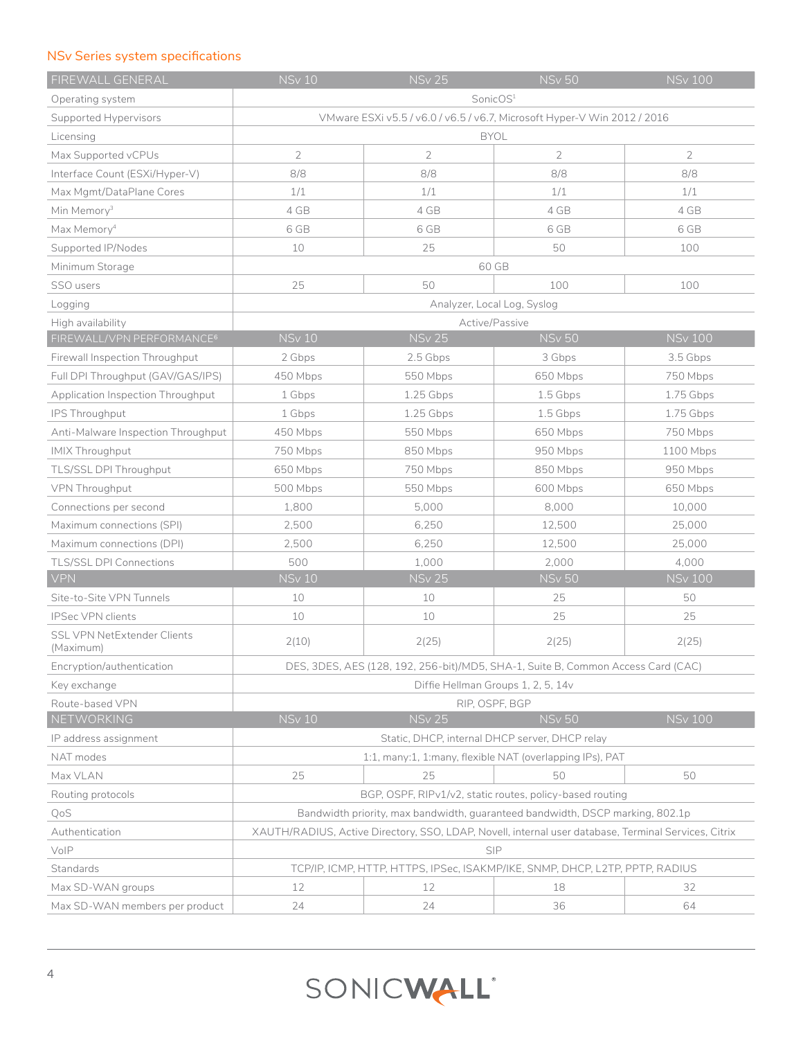## NSv Series system specifications

| FIREWALL GENERAL | NSv 10 | NSv 25 | NSv 50 | NSv 100 |
|---|---|---|---|---|
| Operating system | SonicOS[1] | | | |
| Supported Hypervisors | VMware ESXi v5.5 / v6.0 / v6.5 / v6.7, Microsoft Hyper-V Win 2012 / 2016 | | | |
| Licensing | BYOL | | | |
| Max Supported vCPUs | 2 | 2 | 2 | 2 |
| Interface Count (ESXi/Hyper-V) | 8/8 | 8/8 | 8/8 | 8/8 |
| Max Mgmt/DataPlane Cores | 1/1 | 1/1 | 1/1 | 1/1 |
| Min Memory[3] | 4 GB | 4 GB | 4 GB | 4 GB |
| Max Memory[4] | 6 GB | 6 GB | 6 GB | 6 GB |
| Supported IP/Nodes | 10 | 25 | 50 | 100 |
| Minimum Storage | 60 GB | | | |
| SSO users | 25 | 50 | 100 | 100 |
| Logging | Analyzer, Local Log, Syslog | | | |
| High availability | Active/Passive | | | |
| **FIREWALL/VPN PERFORMANCE[6]** | **NSv 10** | **NSv 25** | **NSv 50** | **NSv 100** |
| Firewall Inspection Throughput | 2 Gbps | 2.5 Gbps | 3 Gbps | 3.5 Gbps |
| Full DPI Throughput (GAV/GAS/IPS) | 450 Mbps | 550 Mbps | 650 Mbps | 750 Mbps |
| Application Inspection Throughput | 1 Gbps | 1.25 Gbps | 1.5 Gbps | 1.75 Gbps |
| IPS Throughput | 1 Gbps | 1.25 Gbps | 1.5 Gbps | 1.75 Gbps |
| Anti-Malware Inspection Throughput | 450 Mbps | 550 Mbps | 650 Mbps | 750 Mbps |
| IMIX Throughput | 750 Mbps | 850 Mbps | 950 Mbps | 1100 Mbps |
| TLS/SSL DPI Throughput | 650 Mbps | 750 Mbps | 850 Mbps | 950 Mbps |
| VPN Throughput | 500 Mbps | 550 Mbps | 600 Mbps | 650 Mbps |
| Connections per second | 1,800 | 5,000 | 8,000 | 10,000 |
| Maximum connections (SPI) | 2,500 | 6,250 | 12,500 | 25,000 |
| Maximum connections (DPI) | 2,500 | 6,250 | 12,500 | 25,000 |
| TLS/SSL DPI Connections | 500 | 1,000 | 2,000 | 4,000 |
| **VPN** | **NSv 10** | **NSv 25** | **NSv 50** | **NSv 100** |
| Site-to-Site VPN Tunnels | 10 | 10 | 25 | 50 |
| IPSec VPN clients | 10 | 10 | 25 | 25 |
| SSL VPN NetExtender Clients (Maximum) | 2(10) | 2(25) | 2(25) | 2(25) |
| Encryption/authentication | DES, 3DES, AES (128, 192, 256-bit)/MD5, SHA-1, Suite B, Common Access Card (CAC) | | | |
| Key exchange | Diffie Hellman Groups 1, 2, 5, 14v | | | |
| Route-based VPN | RIP, OSPF, BGP | | | |
| **NETWORKING** | **NSv 10** | **NSv 25** | **NSv 50** | **NSv 100** |
| IP address assignment | Static, DHCP, internal DHCP server, DHCP relay | | | |
| NAT modes | 1:1, many:1, 1:many, flexible NAT (overlapping IPs), PAT | | | |
| Max VLAN | 25 | 25 | 50 | 50 |
| Routing protocols | BGP, OSPF, RIPv1/v2, static routes, policy-based routing | | | |
| QoS | Bandwidth priority, max bandwidth, guaranteed bandwidth, DSCP marking, 802.1p | | | |
| Authentication | XAUTH/RADIUS, Active Directory, SSO, LDAP, Novell, internal user database, Terminal Services, Citrix | | | |
| VoIP | SIP | | | |
| Standards | TCP/IP, ICMP, HTTP, HTTPS, IPSec, ISAKMP/IKE, SNMP, DHCP, L2TP, PPTP, RADIUS | | | |
| Max SD-WAN groups | 12 | 12 | 18 | 32 |
| Max SD-WAN members per product | 24 | 24 | 36 | 64 |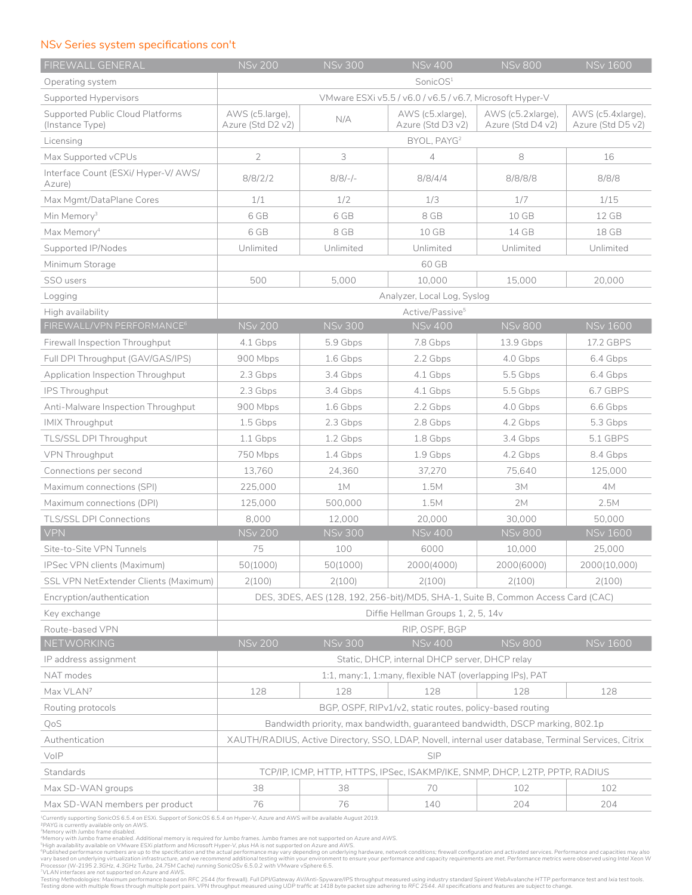## NSv Series system specifications con't

| FIREWALL GENERAL | NSv 200 | NSv 300 | NSv 400 | NSv 800 | NSv 1600 |
|---|---|---|---|---|---|
| Operating system | SonicOS[1] | | | | |
| Supported Hypervisors | VMware ESXi v5.5 / v6.0 / v6.5 / v6.7, Microsoft Hyper-V | | | | |
| Supported Public Cloud Platforms (Instance Type) | AWS (c5.large), Azure (Std D2 v2) | N/A | AWS (c5.xlarge), Azure (Std D3 v2) | AWS (c5.2xlarge), Azure (Std D4 v2) | AWS (c5.4xlarge), Azure (Std D5 v2) |
| Licensing | BYOL, PAYG[2] | | | | |
| Max Supported vCPUs | 2 | 3 | 4 | 8 | 16 |
| Interface Count (ESXi/ Hyper-V/ AWS/ Azure) | 8/8/2/2 | 8/8/-/- | 8/8/4/4 | 8/8/8/8 | 8/8/8 |
| Max Mgmt/DataPlane Cores | 1/1 | 1/2 | 1/3 | 1/7 | 1/15 |
| Min Memory[3] | 6 GB | 6 GB | 8 GB | 10 GB | 12 GB |
| Max Memory[4] | 6 GB | 8 GB | 10 GB | 14 GB | 18 GB |
| Supported IP/Nodes | Unlimited | Unlimited | Unlimited | Unlimited | Unlimited |
| Minimum Storage | 60 GB | | | | |
| SSO users | 500 | 5,000 | 10,000 | 15,000 | 20,000 |
| Logging | Analyzer, Local Log, Syslog | | | | |
| High availability | Active/Passive[5] | | | | |
| **FIREWALL/VPN PERFORMANCE[6]** | **NSv 200** | **NSv 300** | **NSv 400** | **NSv 800** | **NSv 1600** |
| Firewall Inspection Throughput | 4.1 Gbps | 5.9 Gbps | 7.8 Gbps | 13.9 Gbps | 17.2 GBPS |
| Full DPI Throughput (GAV/GAS/IPS) | 900 Mbps | 1.6 Gbps | 2.2 Gbps | 4.0 Gbps | 6.4 Gbps |
| Application Inspection Throughput | 2.3 Gbps | 3.4 Gbps | 4.1 Gbps | 5.5 Gbps | 6.4 Gbps |
| IPS Throughput | 2.3 Gbps | 3.4 Gbps | 4.1 Gbps | 5.5 Gbps | 6.7 GBPS |
| Anti-Malware Inspection Throughput | 900 Mbps | 1.6 Gbps | 2.2 Gbps | 4.0 Gbps | 6.6 Gbps |
| IMIX Throughput | 1.5 Gbps | 2.3 Gbps | 2.8 Gbps | 4.2 Gbps | 5.3 Gbps |
| TLS/SSL DPI Throughput | 1.1 Gbps | 1.2 Gbps | 1.8 Gbps | 3.4 Gbps | 5.1 GBPS |
| VPN Throughput | 750 Mbps | 1.4 Gbps | 1.9 Gbps | 4.2 Gbps | 8.4 Gbps |
| Connections per second | 13,760 | 24,360 | 37,270 | 75,640 | 125,000 |
| Maximum connections (SPI) | 225,000 | 1M | 1.5M | 3M | 4M |
| Maximum connections (DPI) | 125,000 | 500,000 | 1.5M | 2M | 2.5M |
| TLS/SSL DPI Connections | 8,000 | 12,000 | 20,000 | 30,000 | 50,000 |
| **VPN** | **NSv 200** | **NSv 300** | **NSv 400** | **NSv 800** | **NSv 1600** |
| Site-to-Site VPN Tunnels | 75 | 100 | 6000 | 10,000 | 25,000 |
| IPSec VPN clients (Maximum) | 50(1000) | 50(1000) | 2000(4000) | 2000(6000) | 2000(10,000) |
| SSL VPN NetExtender Clients (Maximum) | 2(100) | 2(100) | 2(100) | 2(100) | 2(100) |
| Encryption/authentication | DES, 3DES, AES (128, 192, 256-bit)/MD5, SHA-1, Suite B, Common Access Card (CAC) | | | | |
| Key exchange | Diffie Hellman Groups 1, 2, 5, 14v | | | | |
| Route-based VPN | RIP, OSPF, BGP | | | | |
| **NETWORKING** | **NSv 200** | **NSv 300** | **NSv 400** | **NSv 800** | **NSv 1600** |
| IP address assignment | Static, DHCP, internal DHCP server, DHCP relay | | | | |
| NAT modes | 1:1, many:1, 1:many, flexible NAT (overlapping IPs), PAT | | | | |
| Max VLAN[7] | 128 | 128 | 128 | 128 | 128 |
| Routing protocols | BGP, OSPF, RIPv1/v2, static routes, policy-based routing | | | | |
| QoS | Bandwidth priority, max bandwidth, guaranteed bandwidth, DSCP marking, 802.1p | | | | |
| Authentication | XAUTH/RADIUS, Active Directory, SSO, LDAP, Novell, internal user database, Terminal Services, Citrix | | | | |
| VoIP | SIP | | | | |
| Standards | TCP/IP, ICMP, HTTP, HTTPS, IPSec, ISAKMP/IKE, SNMP, DHCP, L2TP, PPTP, RADIUS | | | | |
| Max SD-WAN groups | 38 | 38 | 70 | 102 | 102 |
| Max SD-WAN members per product | 76 | 76 | 140 | 204 | 204 |

[1]Currently supporting SonicOS 6.5.4 on ESXi. Support of SonicOS 6.5.4 on Hyper-V, Azure and AWS will be available August 2019.
[2]PAYG is currently available only on AWS.
[3]Memory with Jumbo frame disabled.
[4]Memory with Jumbo frame enabled. Additional memory is required for Jumbo frames. Jumbo frames are not supported on Azure and AWS.
[5]High availability available on VMware ESXi platform and Microsoft Hyper-V, plus HA is not supported on Azure and AWS.
[6]Published performance numbers are up to the specification and the actual performance may vary depending on underlying hardware, network conditions; firewall configuration and activated services. Performance and capacities may also vary based on underlying virtualization infrastructure, and we recommend additional testing within your environment to ensure your performance and capacity requirements are met. Performance metrics were observed using Intel Xeon W Processor (W-2195 2.3GHz, 4.3GHz Turbo, 24.75M Cache) running SonicOSv 6.5.0.2 with VMware vSphere 6.5.
[7]VLAN interfaces are not supported on Azure and AWS.
Testing Methodologies: Maximum performance based on RFC 2544 (for firewall). Full DPI/Gateway AV/Anti-Spyware/IPS throughput measured using industry standard Spirent WebAvalanche HTTP performance test and Ixia test tools. Testing done with multiple flows through multiple port pairs. VPN throughput measured using UDP traffic at 1418 byte packet size adhering to RFC 2544. All specifications and features are subject to change.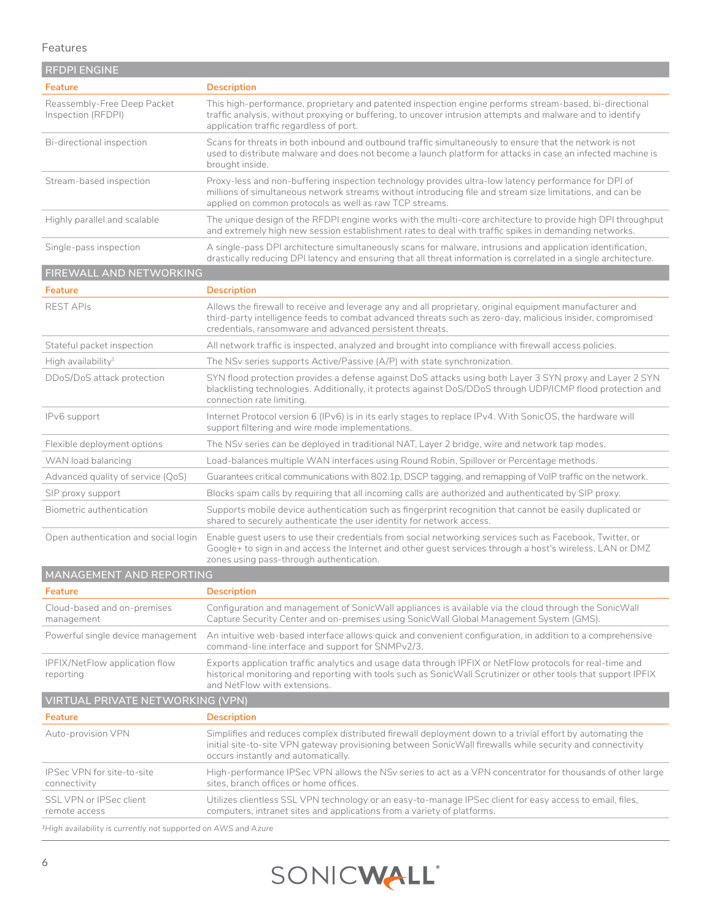## Features

### RFDPI ENGINE

| Feature | Description |
| --- | --- |
| Reassembly-Free Deep Packet Inspection (RFDPI) | This high-performance, proprietary and patented inspection engine performs stream-based, bi-directional traffic analysis, without proxying or buffering, to uncover intrusion attempts and malware and to identify application traffic regardless of port. |
| Bi-directional inspection | Scans for threats in both inbound and outbound traffic simultaneously to ensure that the network is not used to distribute malware and does not become a launch platform for attacks in case an infected machine is brought inside. |
| Stream-based inspection | Proxy-less and non-buffering inspection technology provides ultra-low latency performance for DPI of millions of simultaneous network streams without introducing file and stream size limitations, and can be applied on common protocols as well as raw TCP streams. |
| Highly parallel and scalable | The unique design of the RFDPI engine works with the multi-core architecture to provide high DPI throughput and extremely high new session establishment rates to deal with traffic spikes in demanding networks. |
| Single-pass inspection | A single-pass DPI architecture simultaneously scans for malware, intrusions and application identification, drastically reducing DPI latency and ensuring that all threat information is correlated in a single architecture. |

### FIREWALL AND NETWORKING

| Feature | Description |
| --- | --- |
| REST APIs | Allows the firewall to receive and leverage any and all proprietary, original equipment manufacturer and third-party intelligence feeds to combat advanced threats such as zero-day, malicious insider, compromised credentials, ransomware and advanced persistent threats. |
| Stateful packet inspection | All network traffic is inspected, analyzed and brought into compliance with firewall access policies. |
| High availability[1] | The NSv series supports Active/Passive (A/P) with state synchronization. |
| DDoS/DoS attack protection | SYN flood protection provides a defense against DoS attacks using both Layer 3 SYN proxy and Layer 2 SYN blacklisting technologies. Additionally, it protects against DoS/DDoS through UDP/ICMP flood protection and connection rate limiting. |
| IPv6 support | Internet Protocol version 6 (IPv6) is in its early stages to replace IPv4. With SonicOS, the hardware will support filtering and wire mode implementations. |
| Flexible deployment options | The NSv series can be deployed in traditional NAT, Layer 2 bridge, wire and network tap modes. |
| WAN load balancing | Load-balances multiple WAN interfaces using Round Robin, Spillover or Percentage methods. |
| Advanced quality of service (QoS) | Guarantees critical communications with 802.1p, DSCP tagging, and remapping of VoIP traffic on the network. |
| SIP proxy support | Blocks spam calls by requiring that all incoming calls are authorized and authenticated by SIP proxy. |
| Biometric authentication | Supports mobile device authentication such as fingerprint recognition that cannot be easily duplicated or shared to securely authenticate the user identity for network access. |
| Open authentication and social login | Enable guest users to use their credentials from social networking services such as Facebook, Twitter, or Google+ to sign in and access the Internet and other guest services through a host's wireless, LAN or DMZ zones using pass-through authentication. |

### MANAGEMENT AND REPORTING

| Feature | Description |
| --- | --- |
| Cloud-based and on-premises management | Configuration and management of SonicWall appliances is available via the cloud through the SonicWall Capture Security Center and on-premises using SonicWall Global Management System (GMS). |
| Powerful single device management | An intuitive web-based interface allows quick and convenient configuration, in addition to a comprehensive command-line interface and support for SNMPv2/3. |
| IPFIX/NetFlow application flow reporting | Exports application traffic analytics and usage data through IPFIX or NetFlow protocols for real-time and historical monitoring and reporting with tools such as SonicWall Scrutinizer or other tools that support IPFIX and NetFlow with extensions. |

### VIRTUAL PRIVATE NETWORKING (VPN)

| Feature | Description |
| --- | --- |
| Auto-provision VPN | Simplifies and reduces complex distributed firewall deployment down to a trivial effort by automating the initial site-to-site VPN gateway provisioning between SonicWall firewalls while security and connectivity occurs instantly and automatically. |
| IPSec VPN for site-to-site connectivity | High-performance IPSec VPN allows the NSv series to act as a VPN concentrator for thousands of other large sites, branch offices or home offices. |
| SSL VPN or IPSec client remote access | Utilizes clientless SSL VPN technology or an easy-to-manage IPSec client for easy access to email, files, computers, intranet sites and applications from a variety of platforms. |

*[1]High availability is currently not supported on AWS and Azure*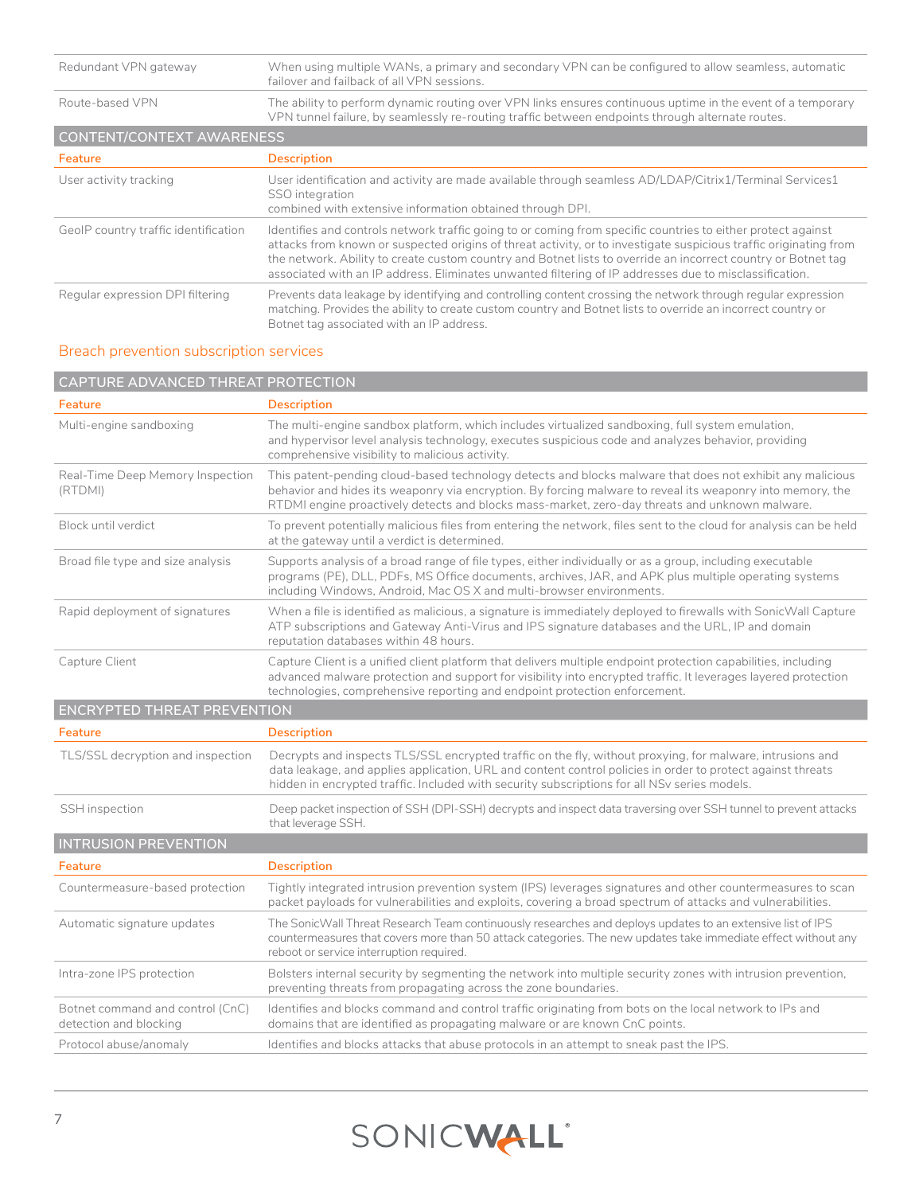| | |
|---|---|
| Redundant VPN gateway | When using multiple WANs, a primary and secondary VPN can be configured to allow seamless, automatic failover and failback of all VPN sessions. |
| Route-based VPN | The ability to perform dynamic routing over VPN links ensures continuous uptime in the event of a temporary VPN tunnel failure, by seamlessly re-routing traffic between endpoints through alternate routes. |

| CONTENT/CONTEXT AWARENESS | |
|---|---|
| **Feature** | **Description** |
| User activity tracking | User identification and activity are made available through seamless AD/LDAP/Citrix1/Terminal Services1 SSO integration combined with extensive information obtained through DPI. |
| GeoIP country traffic identification | Identifies and controls network traffic going to or coming from specific countries to either protect against attacks from known or suspected origins of threat activity, or to investigate suspicious traffic originating from the network. Ability to create custom country and Botnet lists to override an incorrect country or Botnet tag associated with an IP address. Eliminates unwanted filtering of IP addresses due to misclassification. |
| Regular expression DPI filtering | Prevents data leakage by identifying and controlling content crossing the network through regular expression matching. Provides the ability to create custom country and Botnet lists to override an incorrect country or Botnet tag associated with an IP address. |

## Breach prevention subscription services

| CAPTURE ADVANCED THREAT PROTECTION | |
|---|---|
| **Feature** | **Description** |
| Multi-engine sandboxing | The multi-engine sandbox platform, which includes virtualized sandboxing, full system emulation, and hypervisor level analysis technology, executes suspicious code and analyzes behavior, providing comprehensive visibility to malicious activity. |
| Real-Time Deep Memory Inspection (RTDMI) | This patent-pending cloud-based technology detects and blocks malware that does not exhibit any malicious behavior and hides its weaponry via encryption. By forcing malware to reveal its weaponry into memory, the RTDMI engine proactively detects and blocks mass-market, zero-day threats and unknown malware. |
| Block until verdict | To prevent potentially malicious files from entering the network, files sent to the cloud for analysis can be held at the gateway until a verdict is determined. |
| Broad file type and size analysis | Supports analysis of a broad range of file types, either individually or as a group, including executable programs (PE), DLL, PDFs, MS Office documents, archives, JAR, and APK plus multiple operating systems including Windows, Android, Mac OS X and multi-browser environments. |
| Rapid deployment of signatures | When a file is identified as malicious, a signature is immediately deployed to firewalls with SonicWall Capture ATP subscriptions and Gateway Anti-Virus and IPS signature databases and the URL, IP and domain reputation databases within 48 hours. |
| Capture Client | Capture Client is a unified client platform that delivers multiple endpoint protection capabilities, including advanced malware protection and support for visibility into encrypted traffic. It leverages layered protection technologies, comprehensive reporting and endpoint protection enforcement. |

| ENCRYPTED THREAT PREVENTION | |
|---|---|
| **Feature** | **Description** |
| TLS/SSL decryption and inspection | Decrypts and inspects TLS/SSL encrypted traffic on the fly, without proxying, for malware, intrusions and data leakage, and applies application, URL and content control policies in order to protect against threats hidden in encrypted traffic. Included with security subscriptions for all NSv series models. |
| SSH inspection | Deep packet inspection of SSH (DPI-SSH) decrypts and inspect data traversing over SSH tunnel to prevent attacks that leverage SSH. |

| INTRUSION PREVENTION | |
|---|---|
| **Feature** | **Description** |
| Countermeasure-based protection | Tightly integrated intrusion prevention system (IPS) leverages signatures and other countermeasures to scan packet payloads for vulnerabilities and exploits, covering a broad spectrum of attacks and vulnerabilities. |
| Automatic signature updates | The SonicWall Threat Research Team continuously researches and deploys updates to an extensive list of IPS countermeasures that covers more than 50 attack categories. The new updates take immediate effect without any reboot or service interruption required. |
| Intra-zone IPS protection | Bolsters internal security by segmenting the network into multiple security zones with intrusion prevention, preventing threats from propagating across the zone boundaries. |
| Botnet command and control (CnC) detection and blocking | Identifies and blocks command and control traffic originating from bots on the local network to IPs and domains that are identified as propagating malware or are known CnC points. |
| Protocol abuse/anomaly | Identifies and blocks attacks that abuse protocols in an attempt to sneak past the IPS. |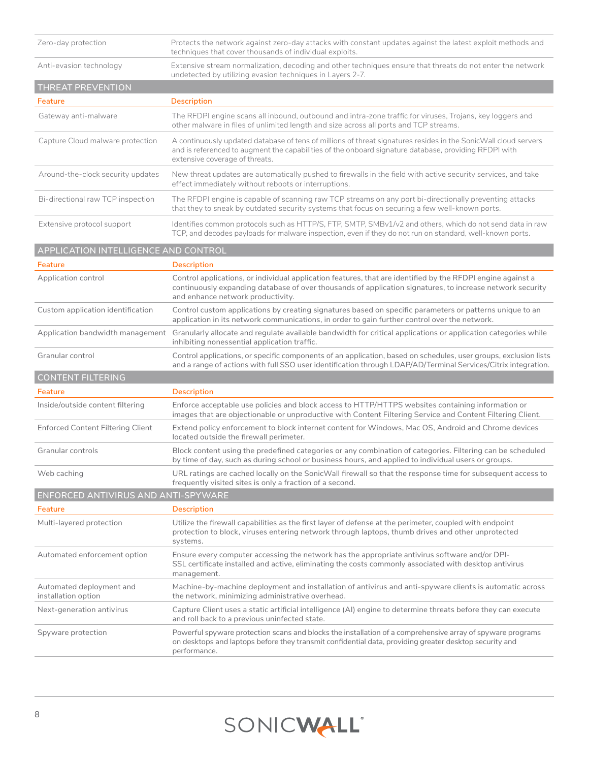| | |
|---|---|
| Zero-day protection | Protects the network against zero-day attacks with constant updates against the latest exploit methods and techniques that cover thousands of individual exploits. |
| Anti-evasion technology | Extensive stream normalization, decoding and other techniques ensure that threats do not enter the network undetected by utilizing evasion techniques in Layers 2-7. |

## THREAT PREVENTION

| Feature | Description |
|---|---|
| Gateway anti-malware | The RFDPI engine scans all inbound, outbound and intra-zone traffic for viruses, Trojans, key loggers and other malware in files of unlimited length and size across all ports and TCP streams. |
| Capture Cloud malware protection | A continuously updated database of tens of millions of threat signatures resides in the SonicWall cloud servers and is referenced to augment the capabilities of the onboard signature database, providing RFDPI with extensive coverage of threats. |
| Around-the-clock security updates | New threat updates are automatically pushed to firewalls in the field with active security services, and take effect immediately without reboots or interruptions. |
| Bi-directional raw TCP inspection | The RFDPI engine is capable of scanning raw TCP streams on any port bi-directionally preventing attacks that they to sneak by outdated security systems that focus on securing a few well-known ports. |
| Extensive protocol support | Identifies common protocols such as HTTP/S, FTP, SMTP, SMBv1/v2 and others, which do not send data in raw TCP, and decodes payloads for malware inspection, even if they do not run on standard, well-known ports. |

## APPLICATION INTELLIGENCE AND CONTROL

| Feature | Description |
|---|---|
| Application control | Control applications, or individual application features, that are identified by the RFDPI engine against a continuously expanding database of over thousands of application signatures, to increase network security and enhance network productivity. |
| Custom application identification | Control custom applications by creating signatures based on specific parameters or patterns unique to an application in its network communications, in order to gain further control over the network. |
| Application bandwidth management | Granularly allocate and regulate available bandwidth for critical applications or application categories while inhibiting nonessential application traffic. |
| Granular control | Control applications, or specific components of an application, based on schedules, user groups, exclusion lists and a range of actions with full SSO user identification through LDAP/AD/Terminal Services/Citrix integration. |

## CONTENT FILTERING

| Feature | Description |
|---|---|
| Inside/outside content filtering | Enforce acceptable use policies and block access to HTTP/HTTPS websites containing information or images that are objectionable or unproductive with Content Filtering Service and Content Filtering Client. |
| Enforced Content Filtering Client | Extend policy enforcement to block internet content for Windows, Mac OS, Android and Chrome devices located outside the firewall perimeter. |
| Granular controls | Block content using the predefined categories or any combination of categories. Filtering can be scheduled by time of day, such as during school or business hours, and applied to individual users or groups. |
| Web caching | URL ratings are cached locally on the SonicWall firewall so that the response time for subsequent access to frequently visited sites is only a fraction of a second. |

## ENFORCED ANTIVIRUS AND ANTI-SPYWARE

| Feature | Description |
|---|---|
| Multi-layered protection | Utilize the firewall capabilities as the first layer of defense at the perimeter, coupled with endpoint protection to block, viruses entering network through laptops, thumb drives and other unprotected systems. |
| Automated enforcement option | Ensure every computer accessing the network has the appropriate antivirus software and/or DPI-SSL certificate installed and active, eliminating the costs commonly associated with desktop antivirus management. |
| Automated deployment and installation option | Machine-by-machine deployment and installation of antivirus and anti-spyware clients is automatic across the network, minimizing administrative overhead. |
| Next-generation antivirus | Capture Client uses a static artificial intelligence (AI) engine to determine threats before they can execute and roll back to a previous uninfected state. |
| Spyware protection | Powerful spyware protection scans and blocks the installation of a comprehensive array of spyware programs on desktops and laptops before they transmit confidential data, providing greater desktop security and performance. |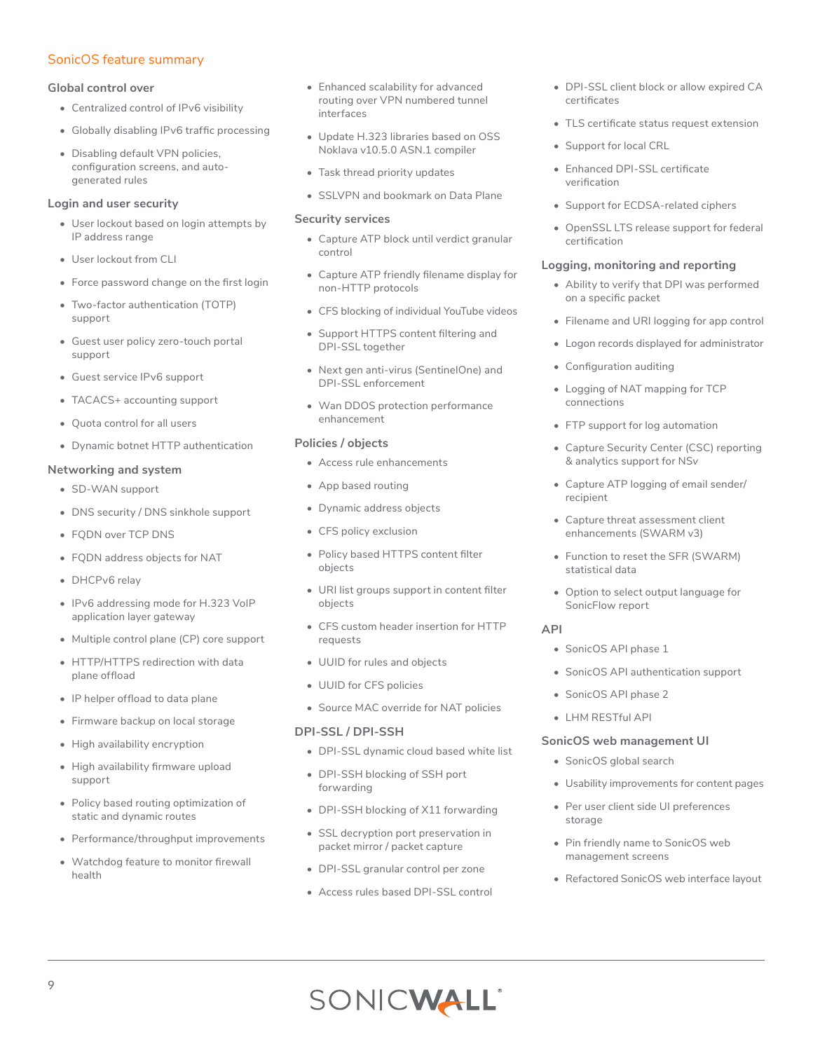## SonicOS feature summary

### Global control over

- Centralized control of IPv6 visibility
- Globally disabling IPv6 traffic processing
- Disabling default VPN policies, configuration screens, and auto-generated rules

### Login and user security

- User lockout based on login attempts by IP address range
- User lockout from CLI
- Force password change on the first login
- Two-factor authentication (TOTP) support
- Guest user policy zero-touch portal support
- Guest service IPv6 support
- TACACS+ accounting support
- Quota control for all users
- Dynamic botnet HTTP authentication

### Networking and system

- SD-WAN support
- DNS security / DNS sinkhole support
- FQDN over TCP DNS
- FQDN address objects for NAT
- DHCPv6 relay
- IPv6 addressing mode for H.323 VoIP application layer gateway
- Multiple control plane (CP) core support
- HTTP/HTTPS redirection with data plane offload
- IP helper offload to data plane
- Firmware backup on local storage
- High availability encryption
- High availability firmware upload support
- Policy based routing optimization of static and dynamic routes
- Performance/throughput improvements
- Watchdog feature to monitor firewall health
- Enhanced scalability for advanced routing over VPN numbered tunnel interfaces
- Update H.323 libraries based on OSS Noklava v10.5.0 ASN.1 compiler
- Task thread priority updates
- SSLVPN and bookmark on Data Plane

### Security services

- Capture ATP block until verdict granular control
- Capture ATP friendly filename display for non-HTTP protocols
- CFS blocking of individual YouTube videos
- Support HTTPS content filtering and DPI-SSL together
- Next gen anti-virus (SentinelOne) and DPI-SSL enforcement
- Wan DDOS protection performance enhancement

### Policies / objects

- Access rule enhancements
- App based routing
- Dynamic address objects
- CFS policy exclusion
- Policy based HTTPS content filter objects
- URI list groups support in content filter objects
- CFS custom header insertion for HTTP requests
- UUID for rules and objects
- UUID for CFS policies
- Source MAC override for NAT policies

### DPI-SSL / DPI-SSH

- DPI-SSL dynamic cloud based white list
- DPI-SSH blocking of SSH port forwarding
- DPI-SSH blocking of X11 forwarding
- SSL decryption port preservation in packet mirror / packet capture
- DPI-SSL granular control per zone
- Access rules based DPI-SSL control
- DPI-SSL client block or allow expired CA certificates
- TLS certificate status request extension
- Support for local CRL
- Enhanced DPI-SSL certificate verification
- Support for ECDSA-related ciphers
- OpenSSL LTS release support for federal certification

### Logging, monitoring and reporting

- Ability to verify that DPI was performed on a specific packet
- Filename and URI logging for app control
- Logon records displayed for administrator
- Configuration auditing
- Logging of NAT mapping for TCP connections
- FTP support for log automation
- Capture Security Center (CSC) reporting & analytics support for NSv
- Capture ATP logging of email sender/recipient
- Capture threat assessment client enhancements (SWARM v3)
- Function to reset the SFR (SWARM) statistical data
- Option to select output language for SonicFlow report

### API

- SonicOS API phase 1
- SonicOS API authentication support
- SonicOS API phase 2
- LHM RESTful API

### SonicOS web management UI

- SonicOS global search
- Usability improvements for content pages
- Per user client side UI preferences storage
- Pin friendly name to SonicOS web management screens
- Refactored SonicOS web interface layout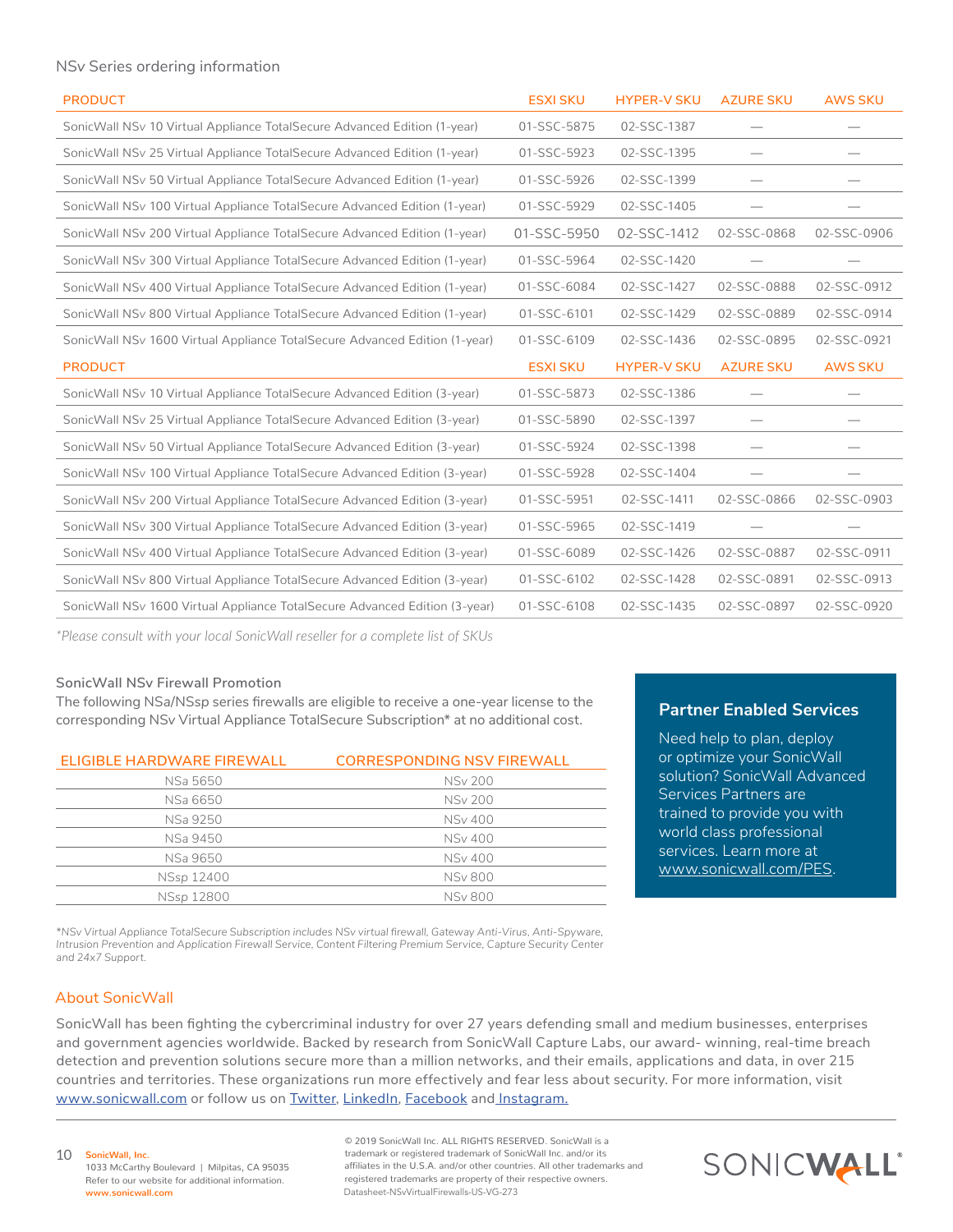## NSv Series ordering information

| PRODUCT | ESXI SKU | HYPER-V SKU | AZURE SKU | AWS SKU |
|---|---|---|---|---|
| SonicWall NSv 10 Virtual Appliance TotalSecure Advanced Edition (1-year) | 01-SSC-5875 | 02-SSC-1387 | — | — |
| SonicWall NSv 25 Virtual Appliance TotalSecure Advanced Edition (1-year) | 01-SSC-5923 | 02-SSC-1395 | — | — |
| SonicWall NSv 50 Virtual Appliance TotalSecure Advanced Edition (1-year) | 01-SSC-5926 | 02-SSC-1399 | — | — |
| SonicWall NSv 100 Virtual Appliance TotalSecure Advanced Edition (1-year) | 01-SSC-5929 | 02-SSC-1405 | — | — |
| SonicWall NSv 200 Virtual Appliance TotalSecure Advanced Edition (1-year) | 01-SSC-5950 | 02-SSC-1412 | 02-SSC-0868 | 02-SSC-0906 |
| SonicWall NSv 300 Virtual Appliance TotalSecure Advanced Edition (1-year) | 01-SSC-5964 | 02-SSC-1420 | — | — |
| SonicWall NSv 400 Virtual Appliance TotalSecure Advanced Edition (1-year) | 01-SSC-6084 | 02-SSC-1427 | 02-SSC-0888 | 02-SSC-0912 |
| SonicWall NSv 800 Virtual Appliance TotalSecure Advanced Edition (1-year) | 01-SSC-6101 | 02-SSC-1429 | 02-SSC-0889 | 02-SSC-0914 |
| SonicWall NSv 1600 Virtual Appliance TotalSecure Advanced Edition (1-year) | 01-SSC-6109 | 02-SSC-1436 | 02-SSC-0895 | 02-SSC-0921 |
| **PRODUCT** | **ESXI SKU** | **HYPER-V SKU** | **AZURE SKU** | **AWS SKU** |
| SonicWall NSv 10 Virtual Appliance TotalSecure Advanced Edition (3-year) | 01-SSC-5873 | 02-SSC-1386 | — | — |
| SonicWall NSv 25 Virtual Appliance TotalSecure Advanced Edition (3-year) | 01-SSC-5890 | 02-SSC-1397 | — | — |
| SonicWall NSv 50 Virtual Appliance TotalSecure Advanced Edition (3-year) | 01-SSC-5924 | 02-SSC-1398 | — | — |
| SonicWall NSv 100 Virtual Appliance TotalSecure Advanced Edition (3-year) | 01-SSC-5928 | 02-SSC-1404 | — | — |
| SonicWall NSv 200 Virtual Appliance TotalSecure Advanced Edition (3-year) | 01-SSC-5951 | 02-SSC-1411 | 02-SSC-0866 | 02-SSC-0903 |
| SonicWall NSv 300 Virtual Appliance TotalSecure Advanced Edition (3-year) | 01-SSC-5965 | 02-SSC-1419 | — | — |
| SonicWall NSv 400 Virtual Appliance TotalSecure Advanced Edition (3-year) | 01-SSC-6089 | 02-SSC-1426 | 02-SSC-0887 | 02-SSC-0911 |
| SonicWall NSv 800 Virtual Appliance TotalSecure Advanced Edition (3-year) | 01-SSC-6102 | 02-SSC-1428 | 02-SSC-0891 | 02-SSC-0913 |
| SonicWall NSv 1600 Virtual Appliance TotalSecure Advanced Edition (3-year) | 01-SSC-6108 | 02-SSC-1435 | 02-SSC-0897 | 02-SSC-0920 |

*\*Please consult with your local SonicWall reseller for a complete list of SKUs*

### SonicWall NSv Firewall Promotion

The following NSa/NSsp series firewalls are eligible to receive a one-year license to the corresponding NSv Virtual Appliance TotalSecure Subscription* at no additional cost.

| ELIGIBLE HARDWARE FIREWALL | CORRESPONDING NSV FIREWALL |
|---|---|
| NSa 5650 | NSv 200 |
| NSa 6650 | NSv 200 |
| NSa 9250 | NSv 400 |
| NSa 9450 | NSv 400 |
| NSa 9650 | NSv 400 |
| NSsp 12400 | NSv 800 |
| NSsp 12800 | NSv 800 |

*\*NSv Virtual Appliance TotalSecure Subscription includes NSv virtual firewall, Gateway Anti-Virus, Anti-Spyware, Intrusion Prevention and Application Firewall Service, Content Filtering Premium Service, Capture Security Center and 24x7 Support.*

### Partner Enabled Services

Need help to plan, deploy or optimize your SonicWall solution? SonicWall Advanced Services Partners are trained to provide you with world class professional services. Learn more at www.sonicwall.com/PES.

## About SonicWall

SonicWall has been fighting the cybercriminal industry for over 27 years defending small and medium businesses, enterprises and government agencies worldwide. Backed by research from SonicWall Capture Labs, our award- winning, real-time breach detection and prevention solutions secure more than a million networks, and their emails, applications and data, in over 215 countries and territories. These organizations run more effectively and fear less about security. For more information, visit www.sonicwall.com or follow us on Twitter, LinkedIn, Facebook and Instagram.

**SonicWall, Inc.**
1033 McCarthy Boulevard | Milpitas, CA 95035
Refer to our website for additional information.
www.sonicwall.com

© 2019 SonicWall Inc. ALL RIGHTS RESERVED. SonicWall is a trademark or registered trademark of SonicWall Inc. and/or its affiliates in the U.S.A. and/or other countries. All other trademarks and registered trademarks are property of their respective owners.
Datasheet-NSvVirtualFirewalls-US-VG-273

SONICWALL